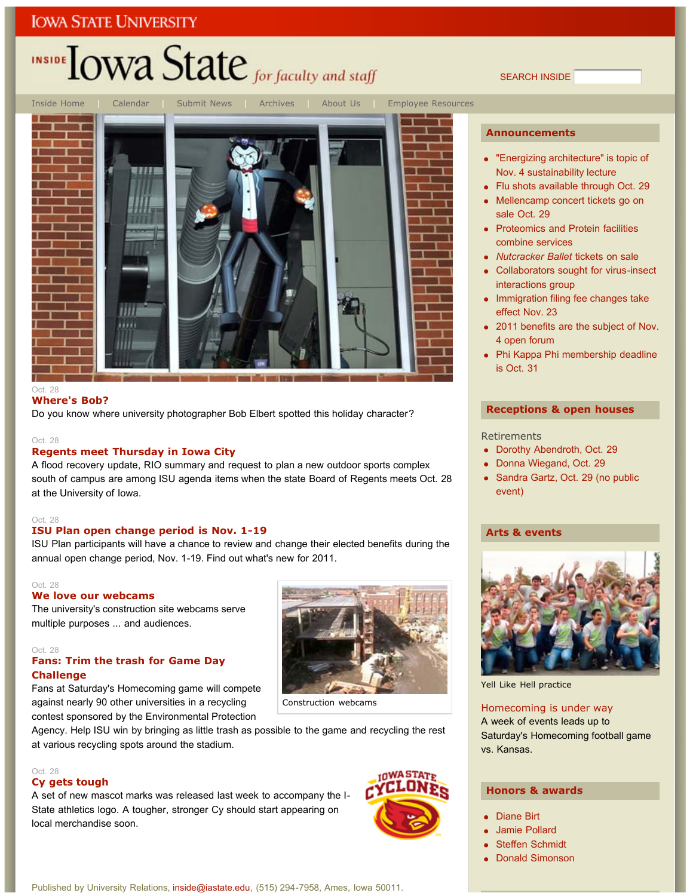IOWA STATE UNIVERSITY

# INSIDE Iowa State *for faculty and staff*

SEARCH INSIDE

Inside Home | Calendar | Submit News | Archives | About Us | Employee Resources

Oct. 28

### Where's Bob?

Do you know where university photographer Bob Elbert spotted this holiday character?

Oct. 28

### Regents meet Thursday in Iowa City

A flood recovery update, RIO summary and request to plan a new outdoor sports complex south of campus are among ISU agenda items when the state Board of Regents meets Oct. 28 at the University of Iowa.

Oct. 28

### ISU Plan open change period is Nov. 1-19

ISU Plan participants will have a chance to review and change their elected benefits during the annual open change period, Nov. 1-19. Find out what's new for 2011.

Oct. 28

### We love our webcams

The university's construction site webcams serve multiple purposes ... and audiences.

Construction webcams

Oct. 28

### Fans: Trim the trash for Game Day Challenge

Fans at Saturday's Homecoming game will compete against nearly 90 other universities in a recycling contest sponsored by the Environmental Protection Agency. Help ISU win by bringing as little trash as possible to the game and recycling the rest at various recycling spots around the stadium.

Oct. 28

### Cy gets tough

A set of new mascot marks was released last week to accompany the I-State athletics logo. A tougher, stronger Cy should start appearing on local merchandise soon.

## Announcements

- "Energizing architecture" is topic of Nov. 4 sustainability lecture
- Flu shots available through Oct. 29
- Mellencamp concert tickets go on sale Oct. 29
- Proteomics and Protein facilities combine services
- *Nutcracker Ballet* tickets on sale
- Collaborators sought for virus-insect interactions group
- Immigration filing fee changes take effect Nov. 23
- 2011 benefits are the subject of Nov. 4 open forum
- Phi Kappa Phi membership deadline is Oct. 31

## Receptions & open houses

Retirements

- Dorothy Abendroth, Oct. 29
- Donna Wiegand, Oct. 29
- Sandra Gartz, Oct. 29 (no public event)

## Arts & events

Yell Like Hell practice

### Homecoming is under way

A week of events leads up to Saturday's Homecoming football game vs. Kansas.

## Honors & awards

- Diane Birt
- Jamie Pollard
- Steffen Schmidt
- Donald Simonson

Published by University Relations, inside@iastate.edu, (515) 294-7958, Ames, Iowa 50011.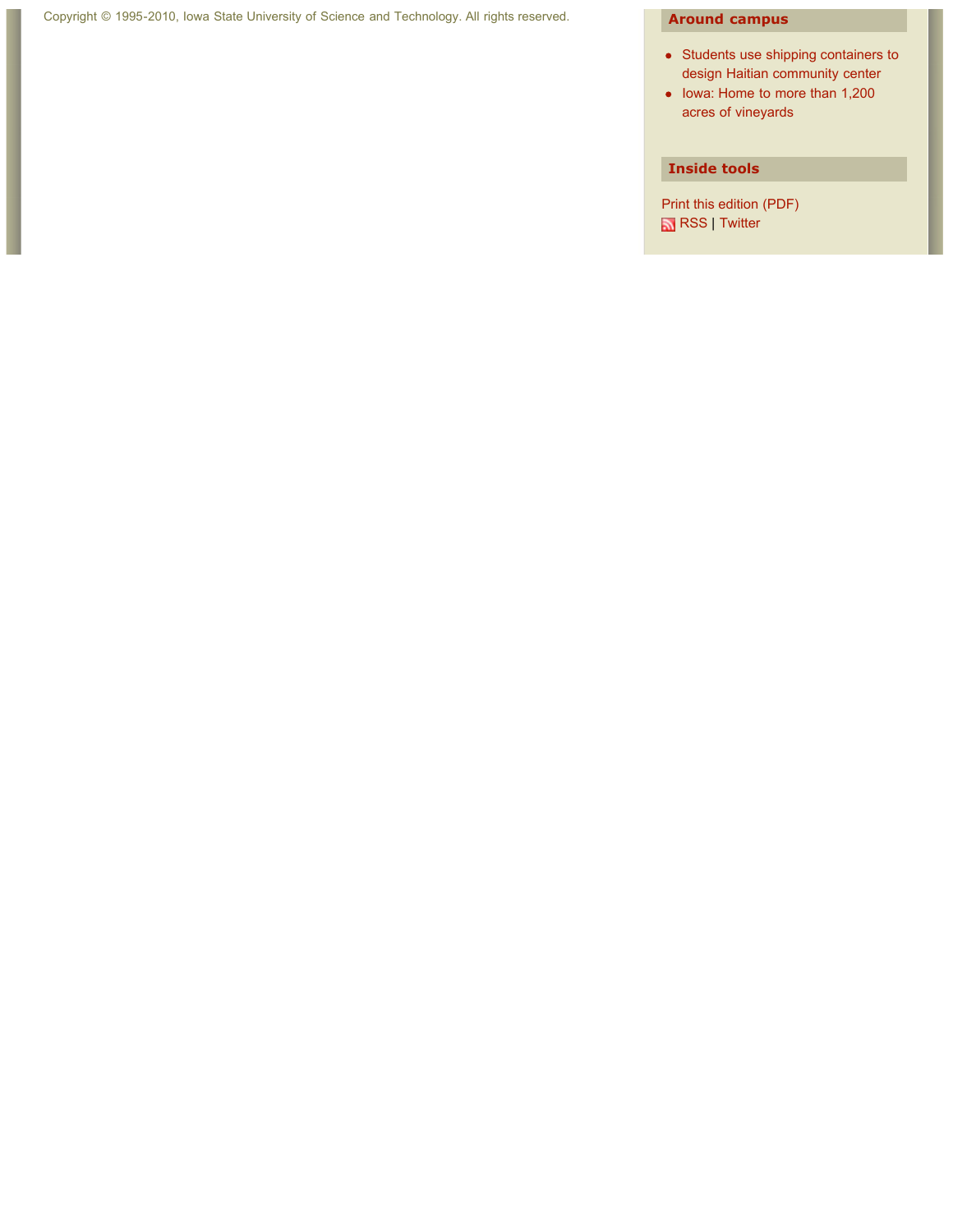Copyright © 1995-2010, Iowa State University of Science and Technology. All rights reserved.

## Around campus

- Students use shipping containers to design Haitian community center
- Iowa: Home to more than 1,200 acres of vineyards

## Inside tools

Print this edition (PDF)
RSS | Twitter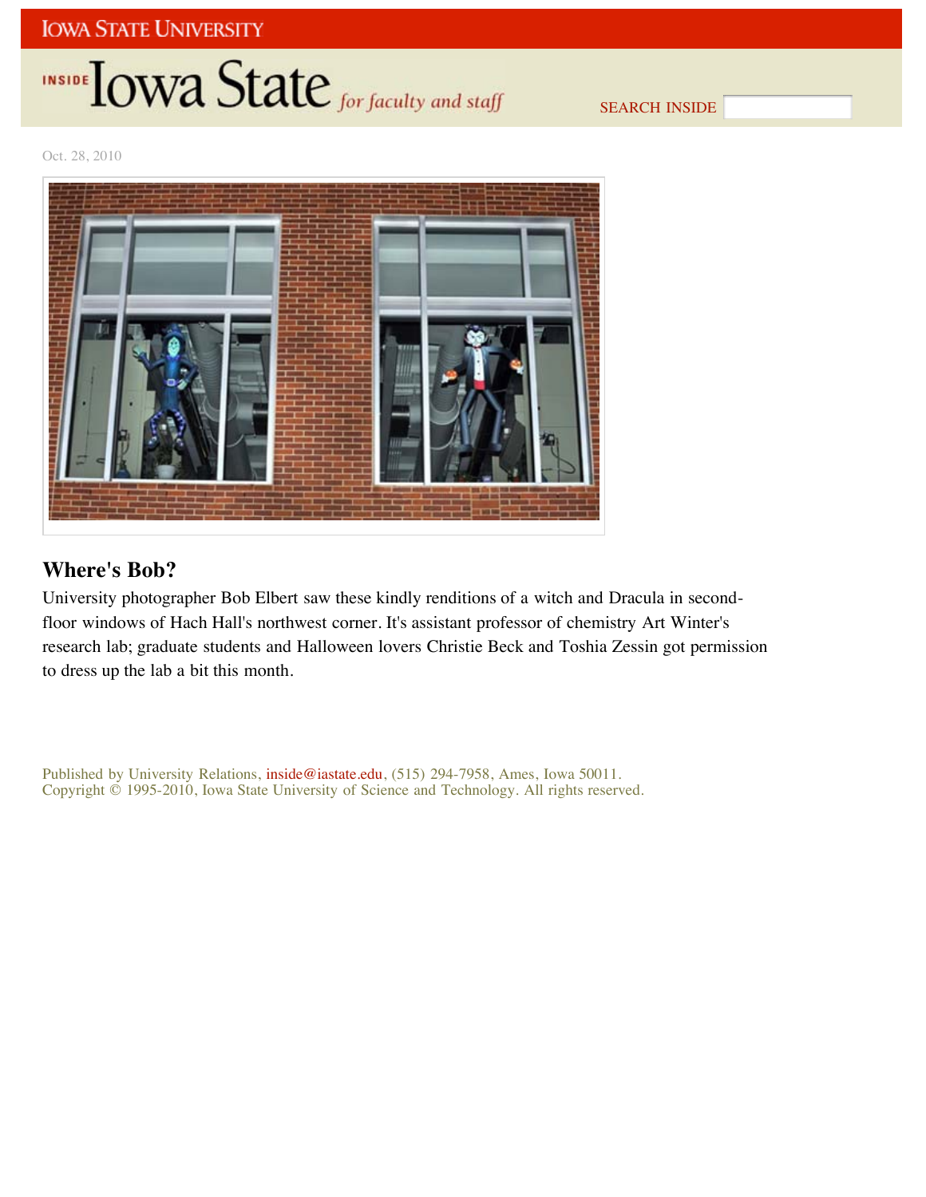Oct. 28, 2010

## Where's Bob?

University photographer Bob Elbert saw these kindly renditions of a witch and Dracula in second-floor windows of Hach Hall's northwest corner. It's assistant professor of chemistry Art Winter's research lab; graduate students and Halloween lovers Christie Beck and Toshia Zessin got permission to dress up the lab a bit this month.

Published by University Relations, inside@iastate.edu, (515) 294-7958, Ames, Iowa 50011.
Copyright © 1995-2010, Iowa State University of Science and Technology. All rights reserved.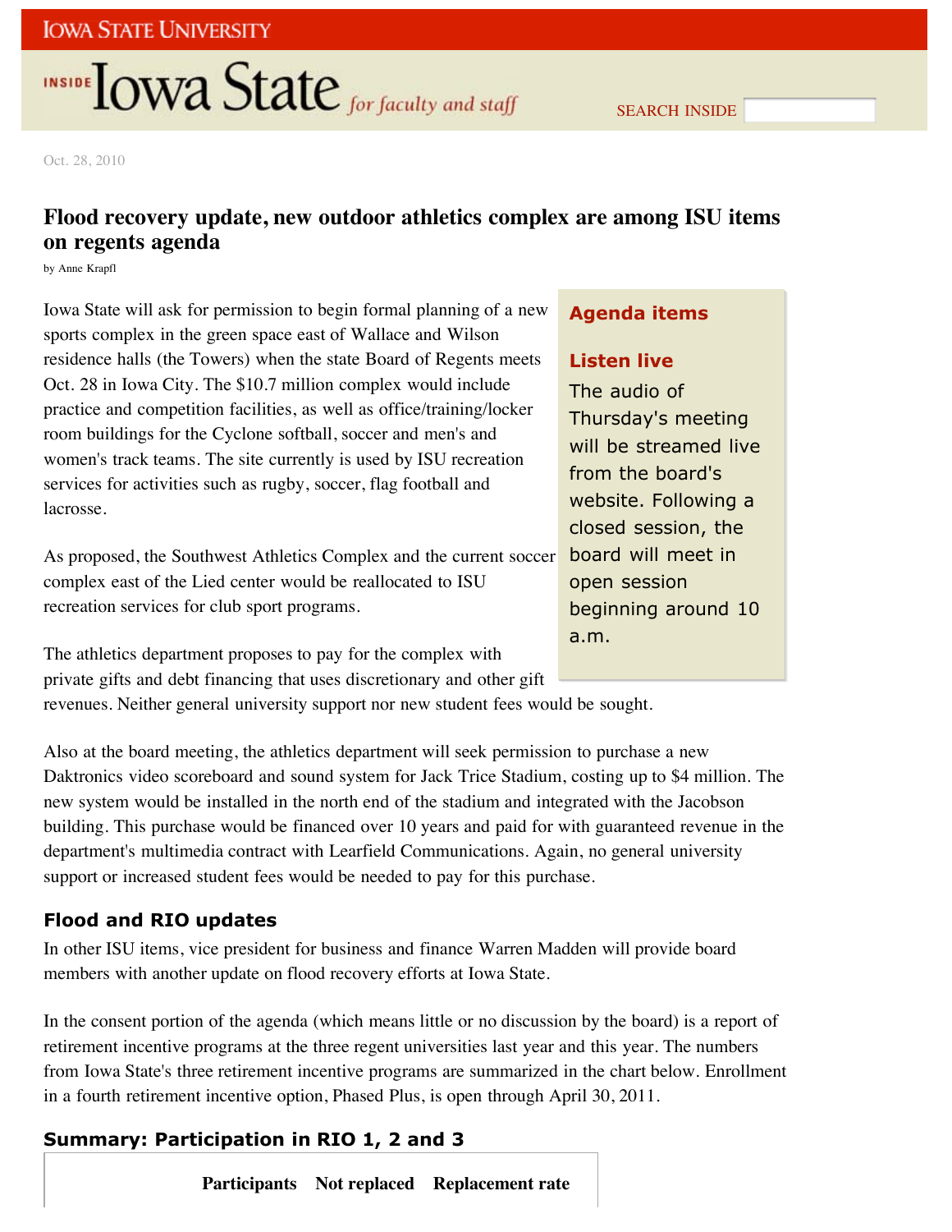Oct. 28, 2010

# Flood recovery update, new outdoor athletics complex are among ISU items on regents agenda

by Anne Krapfl

Iowa State will ask for permission to begin formal planning of a new sports complex in the green space east of Wallace and Wilson residence halls (the Towers) when the state Board of Regents meets Oct. 28 in Iowa City. The $10.7 million complex would include practice and competition facilities, as well as office/training/locker room buildings for the Cyclone softball, soccer and men's and women's track teams. The site currently is used by ISU recreation services for activities such as rugby, soccer, flag football and lacrosse.

As proposed, the Southwest Athletics Complex and the current soccer complex east of the Lied center would be reallocated to ISU recreation services for club sport programs.

The athletics department proposes to pay for the complex with private gifts and debt financing that uses discretionary and other gift revenues. Neither general university support nor new student fees would be sought.

> **Agenda items**
>
> **Listen live**
>
> The audio of Thursday's meeting will be streamed live from the board's website. Following a closed session, the board will meet in open session beginning around 10 a.m.

Also at the board meeting, the athletics department will seek permission to purchase a new Daktronics video scoreboard and sound system for Jack Trice Stadium, costing up to $4 million. The new system would be installed in the north end of the stadium and integrated with the Jacobson building. This purchase would be financed over 10 years and paid for with guaranteed revenue in the department's multimedia contract with Learfield Communications. Again, no general university support or increased student fees would be needed to pay for this purchase.

## Flood and RIO updates

In other ISU items, vice president for business and finance Warren Madden will provide board members with another update on flood recovery efforts at Iowa State.

In the consent portion of the agenda (which means little or no discussion by the board) is a report of retirement incentive programs at the three regent universities last year and this year. The numbers from Iowa State's three retirement incentive programs are summarized in the chart below. Enrollment in a fourth retirement incentive option, Phased Plus, is open through April 30, 2011.

### Summary: Participation in RIO 1, 2 and 3

| | Participants | Not replaced | Replacement rate |
|---|---|---|---|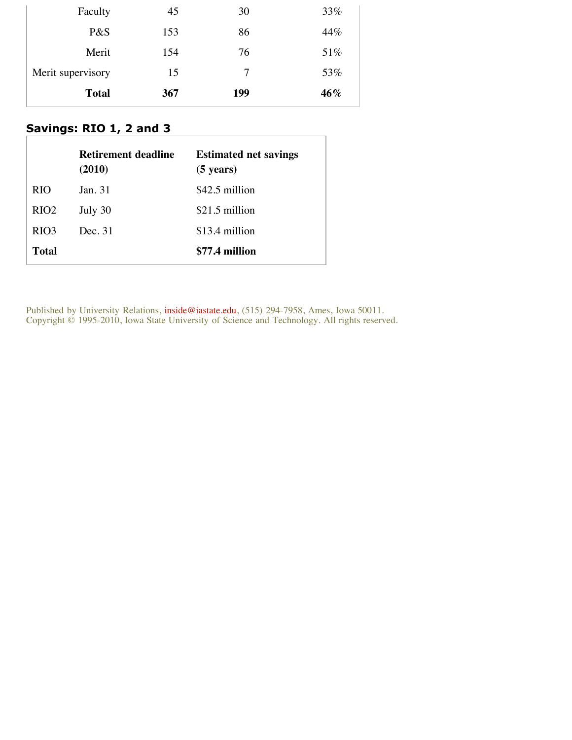| | | | |
|---|---|---|---|
| Faculty | 45 | 30 | 33% |
| P&S | 153 | 86 | 44% |
| Merit | 154 | 76 | 51% |
| Merit supervisory | 15 | 7 | 53% |
| **Total** | **367** | **199** | **46%** |

## Savings: RIO 1, 2 and 3

| | Retirement deadline (2010) | Estimated net savings (5 years) |
|---|---|---|
| RIO | Jan. 31 | $42.5 million |
| RIO2 | July 30 | $21.5 million |
| RIO3 | Dec. 31 | $13.4 million |
| **Total** | | **$77.4 million** |

Published by University Relations, inside@iastate.edu, (515) 294-7958, Ames, Iowa 50011.
Copyright © 1995-2010, Iowa State University of Science and Technology. All rights reserved.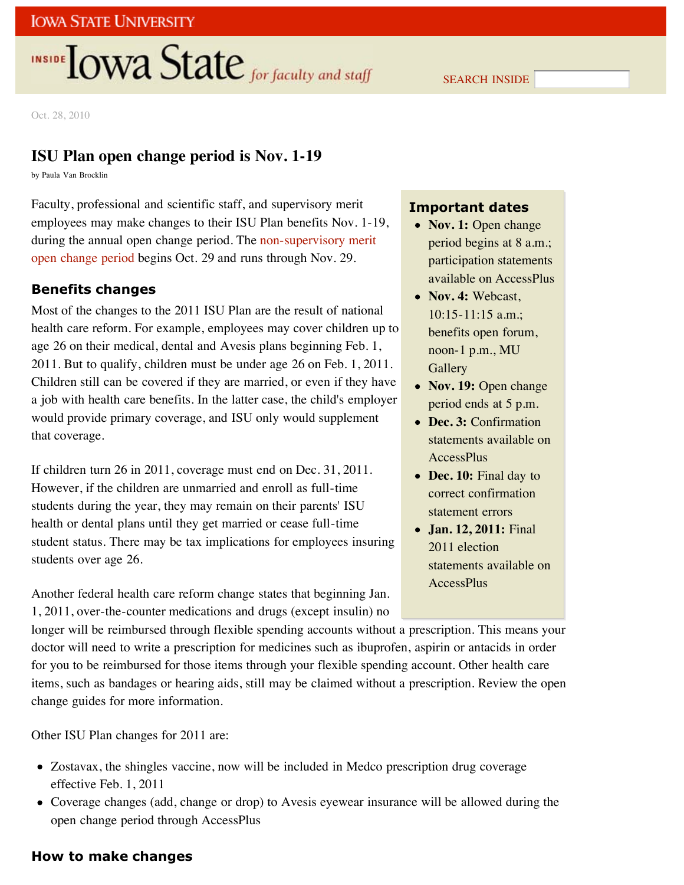Oct. 28, 2010

# ISU Plan open change period is Nov. 1-19

by Paula Van Brocklin

Faculty, professional and scientific staff, and supervisory merit employees may make changes to their ISU Plan benefits Nov. 1-19, during the annual open change period. The non-supervisory merit open change period begins Oct. 29 and runs through Nov. 29.

### Important dates

- **Nov. 1:** Open change period begins at 8 a.m.; participation statements available on AccessPlus
- **Nov. 4:** Webcast, 10:15-11:15 a.m.; benefits open forum, noon-1 p.m., MU Gallery
- **Nov. 19:** Open change period ends at 5 p.m.
- **Dec. 3:** Confirmation statements available on AccessPlus
- **Dec. 10:** Final day to correct confirmation statement errors
- **Jan. 12, 2011:** Final 2011 election statements available on AccessPlus

## Benefits changes

Most of the changes to the 2011 ISU Plan are the result of national health care reform. For example, employees may cover children up to age 26 on their medical, dental and Avesis plans beginning Feb. 1, 2011. But to qualify, children must be under age 26 on Feb. 1, 2011. Children still can be covered if they are married, or even if they have a job with health care benefits. In the latter case, the child's employer would provide primary coverage, and ISU only would supplement that coverage.

If children turn 26 in 2011, coverage must end on Dec. 31, 2011. However, if the children are unmarried and enroll as full-time students during the year, they may remain on their parents' ISU health or dental plans until they get married or cease full-time student status. There may be tax implications for employees insuring students over age 26.

Another federal health care reform change states that beginning Jan. 1, 2011, over-the-counter medications and drugs (except insulin) no longer will be reimbursed through flexible spending accounts without a prescription. This means your doctor will need to write a prescription for medicines such as ibuprofen, aspirin or antacids in order for you to be reimbursed for those items through your flexible spending account. Other health care items, such as bandages or hearing aids, still may be claimed without a prescription. Review the open change guides for more information.

Other ISU Plan changes for 2011 are:

- Zostavax, the shingles vaccine, now will be included in Medco prescription drug coverage effective Feb. 1, 2011
- Coverage changes (add, change or drop) to Avesis eyewear insurance will be allowed during the open change period through AccessPlus

## How to make changes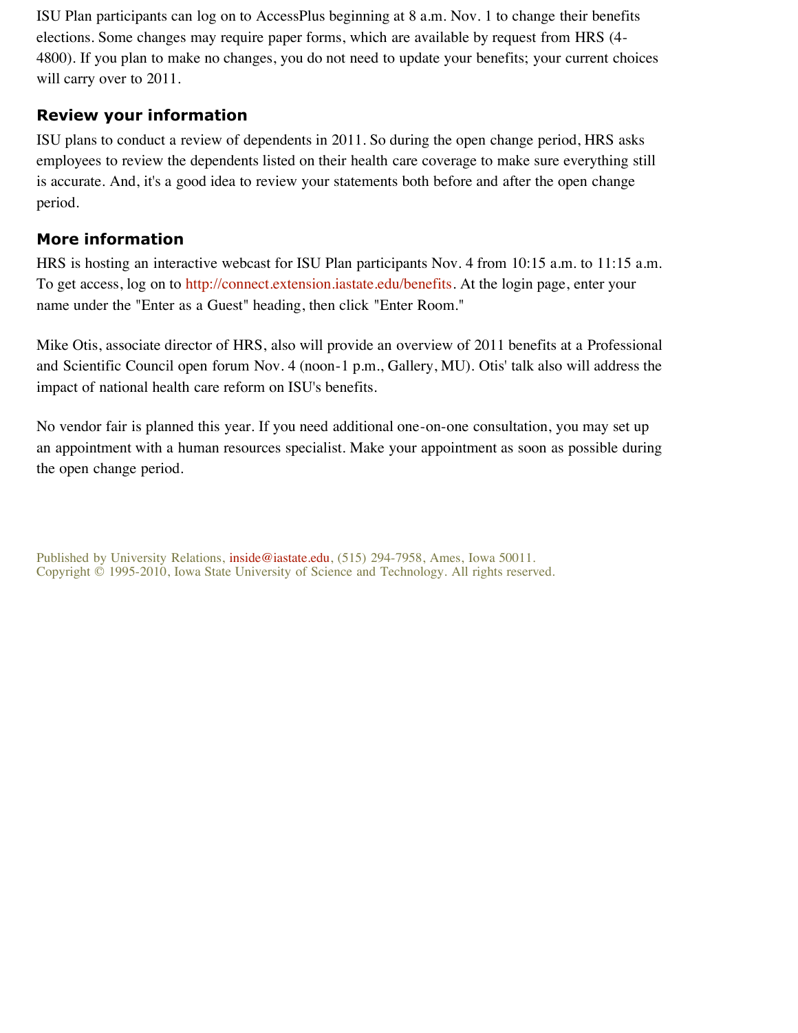ISU Plan participants can log on to AccessPlus beginning at 8 a.m. Nov. 1 to change their benefits elections. Some changes may require paper forms, which are available by request from HRS (4-4800). If you plan to make no changes, you do not need to update your benefits; your current choices will carry over to 2011.

## Review your information

ISU plans to conduct a review of dependents in 2011. So during the open change period, HRS asks employees to review the dependents listed on their health care coverage to make sure everything still is accurate. And, it's a good idea to review your statements both before and after the open change period.

## More information

HRS is hosting an interactive webcast for ISU Plan participants Nov. 4 from 10:15 a.m. to 11:15 a.m. To get access, log on to http://connect.extension.iastate.edu/benefits. At the login page, enter your name under the "Enter as a Guest" heading, then click "Enter Room."

Mike Otis, associate director of HRS, also will provide an overview of 2011 benefits at a Professional and Scientific Council open forum Nov. 4 (noon-1 p.m., Gallery, MU). Otis' talk also will address the impact of national health care reform on ISU's benefits.

No vendor fair is planned this year. If you need additional one-on-one consultation, you may set up an appointment with a human resources specialist. Make your appointment as soon as possible during the open change period.

Published by University Relations, inside@iastate.edu, (515) 294-7958, Ames, Iowa 50011.
Copyright © 1995-2010, Iowa State University of Science and Technology. All rights reserved.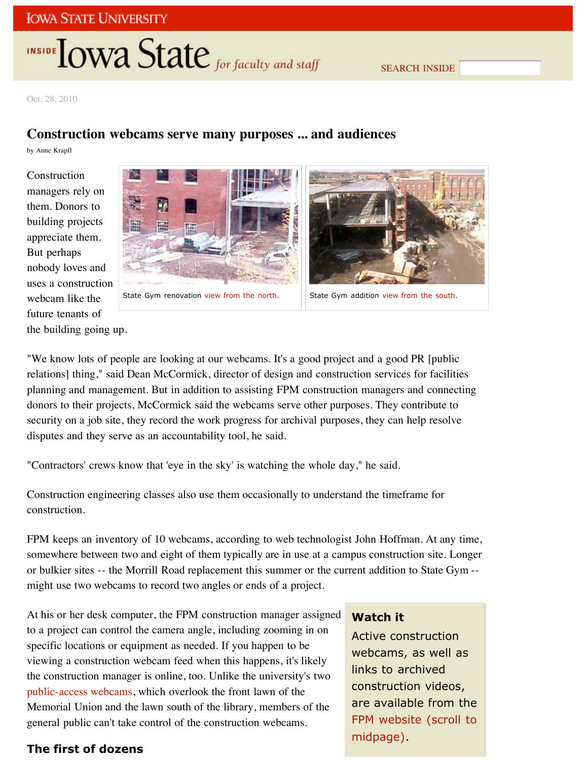Oct. 28, 2010

# Construction webcams serve many purposes ... and audiences

by Anne Krapfl

Construction managers rely on them. Donors to building projects appreciate them. But perhaps nobody loves and uses a construction webcam like the future tenants of the building going up.

State Gym renovation view from the north.

State Gym addition view from the south.

"We know lots of people are looking at our webcams. It's a good project and a good PR [public relations] thing," said Dean McCormick, director of design and construction services for facilities planning and management. But in addition to assisting FPM construction managers and connecting donors to their projects, McCormick said the webcams serve other purposes. They contribute to security on a job site, they record the work progress for archival purposes, they can help resolve disputes and they serve as an accountability tool, he said.

"Contractors' crews know that 'eye in the sky' is watching the whole day," he said.

Construction engineering classes also use them occasionally to understand the timeframe for construction.

FPM keeps an inventory of 10 webcams, according to web technologist John Hoffman. At any time, somewhere between two and eight of them typically are in use at a campus construction site. Longer or bulkier sites -- the Morrill Road replacement this summer or the current addition to State Gym -- might use two webcams to record two angles or ends of a project.

At his or her desk computer, the FPM construction manager assigned to a project can control the camera angle, including zooming in on specific locations or equipment as needed. If you happen to be viewing a construction webcam feed when this happens, it's likely the construction manager is online, too. Unlike the university's two public-access webcams, which overlook the front lawn of the Memorial Union and the lawn south of the library, members of the general public can't take control of the construction webcams.

**Watch it**

Active construction webcams, as well as links to archived construction videos, are available from the FPM website (scroll to midpage).

## The first of dozens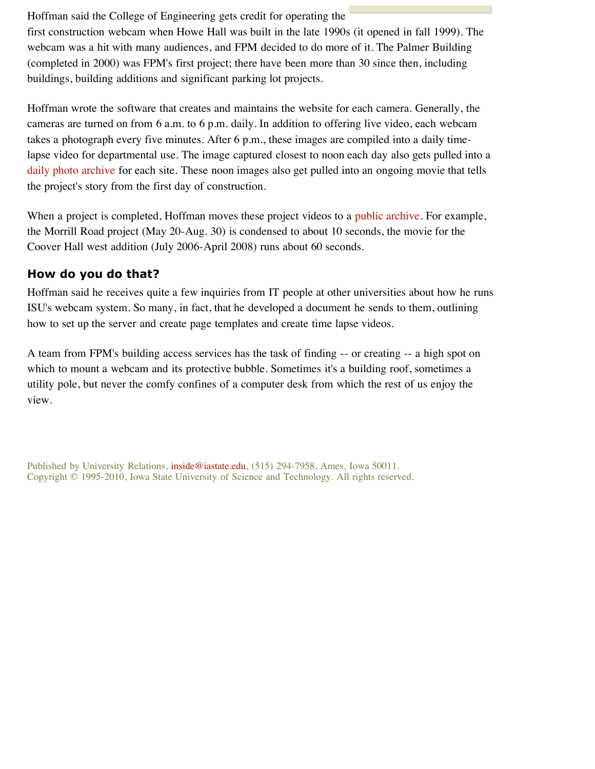Hoffman said the College of Engineering gets credit for operating the first construction webcam when Howe Hall was built in the late 1990s (it opened in fall 1999). The webcam was a hit with many audiences, and FPM decided to do more of it. The Palmer Building (completed in 2000) was FPM's first project; there have been more than 30 since then, including buildings, building additions and significant parking lot projects.

Hoffman wrote the software that creates and maintains the website for each camera. Generally, the cameras are turned on from 6 a.m. to 6 p.m. daily. In addition to offering live video, each webcam takes a photograph every five minutes. After 6 p.m., these images are compiled into a daily time-lapse video for departmental use. The image captured closest to noon each day also gets pulled into a daily photo archive for each site. These noon images also get pulled into an ongoing movie that tells the project's story from the first day of construction.

When a project is completed, Hoffman moves these project videos to a public archive. For example, the Morrill Road project (May 20-Aug. 30) is condensed to about 10 seconds, the movie for the Coover Hall west addition (July 2006-April 2008) runs about 60 seconds.

## How do you do that?

Hoffman said he receives quite a few inquiries from IT people at other universities about how he runs ISU's webcam system. So many, in fact, that he developed a document he sends to them, outlining how to set up the server and create page templates and create time lapse videos.

A team from FPM's building access services has the task of finding -- or creating -- a high spot on which to mount a webcam and its protective bubble. Sometimes it's a building roof, sometimes a utility pole, but never the comfy confines of a computer desk from which the rest of us enjoy the view.

Published by University Relations, inside@iastate.edu, (515) 294-7958, Ames, Iowa 50011.
Copyright © 1995-2010, Iowa State University of Science and Technology. All rights reserved.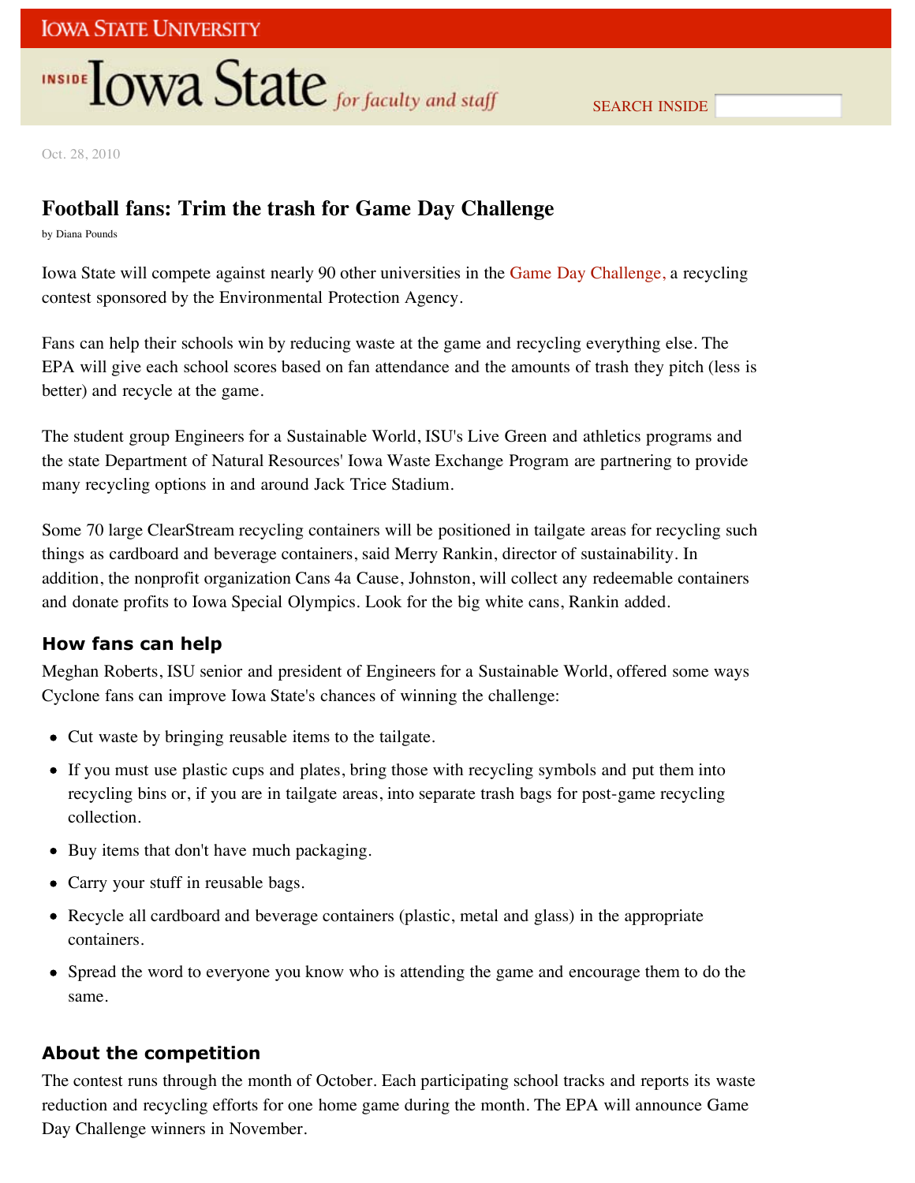Oct. 28, 2010

# Football fans: Trim the trash for Game Day Challenge

by Diana Pounds

Iowa State will compete against nearly 90 other universities in the Game Day Challenge, a recycling contest sponsored by the Environmental Protection Agency.

Fans can help their schools win by reducing waste at the game and recycling everything else. The EPA will give each school scores based on fan attendance and the amounts of trash they pitch (less is better) and recycle at the game.

The student group Engineers for a Sustainable World, ISU's Live Green and athletics programs and the state Department of Natural Resources' Iowa Waste Exchange Program are partnering to provide many recycling options in and around Jack Trice Stadium.

Some 70 large ClearStream recycling containers will be positioned in tailgate areas for recycling such things as cardboard and beverage containers, said Merry Rankin, director of sustainability. In addition, the nonprofit organization Cans 4a Cause, Johnston, will collect any redeemable containers and donate profits to Iowa Special Olympics. Look for the big white cans, Rankin added.

## How fans can help

Meghan Roberts, ISU senior and president of Engineers for a Sustainable World, offered some ways Cyclone fans can improve Iowa State's chances of winning the challenge:

- Cut waste by bringing reusable items to the tailgate.
- If you must use plastic cups and plates, bring those with recycling symbols and put them into recycling bins or, if you are in tailgate areas, into separate trash bags for post-game recycling collection.
- Buy items that don't have much packaging.
- Carry your stuff in reusable bags.
- Recycle all cardboard and beverage containers (plastic, metal and glass) in the appropriate containers.
- Spread the word to everyone you know who is attending the game and encourage them to do the same.

## About the competition

The contest runs through the month of October. Each participating school tracks and reports its waste reduction and recycling efforts for one home game during the month. The EPA will announce Game Day Challenge winners in November.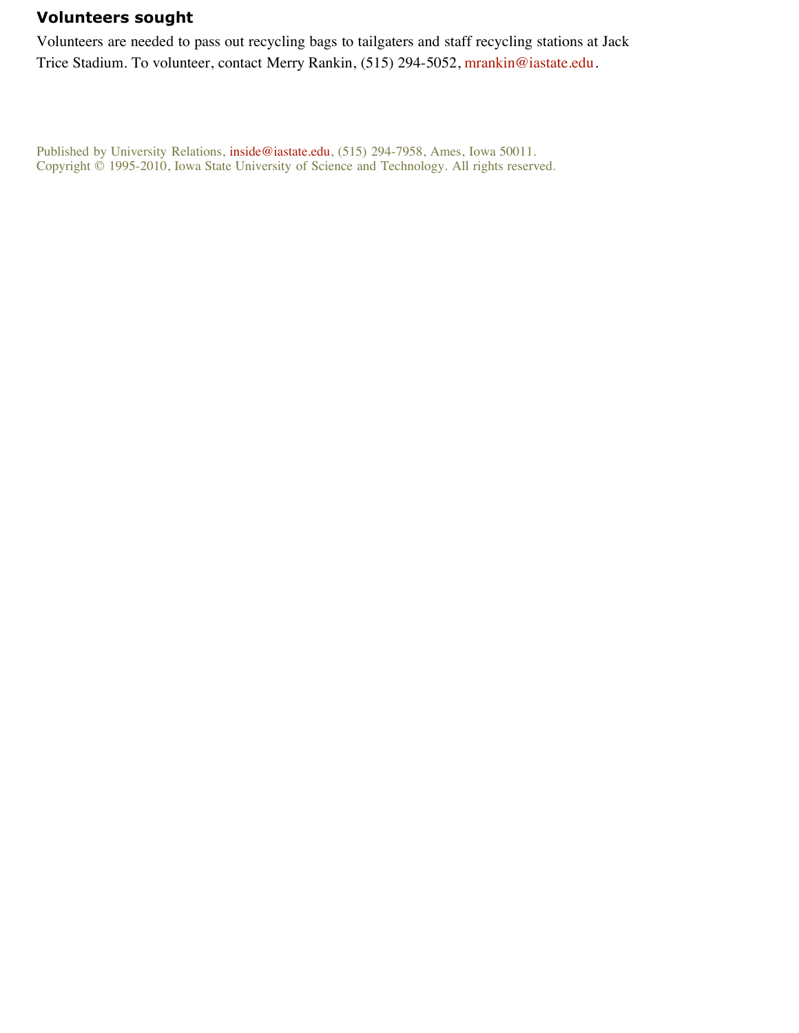## Volunteers sought

Volunteers are needed to pass out recycling bags to tailgaters and staff recycling stations at Jack Trice Stadium. To volunteer, contact Merry Rankin, (515) 294-5052, mrankin@iastate.edu.

Published by University Relations, inside@iastate.edu, (515) 294-7958, Ames, Iowa 50011.
Copyright © 1995-2010, Iowa State University of Science and Technology. All rights reserved.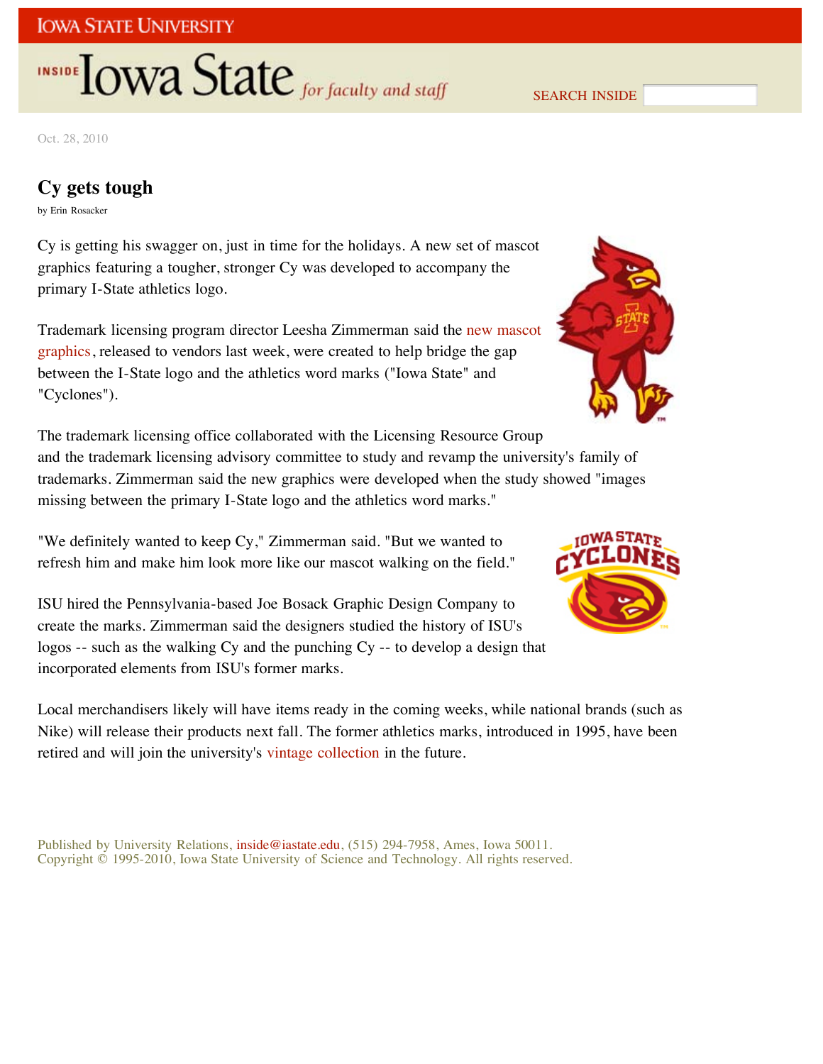Oct. 28, 2010

## Cy gets tough

by Erin Rosacker

Cy is getting his swagger on, just in time for the holidays. A new set of mascot graphics featuring a tougher, stronger Cy was developed to accompany the primary I-State athletics logo.

Trademark licensing program director Leesha Zimmerman said the new mascot graphics, released to vendors last week, were created to help bridge the gap between the I-State logo and the athletics word marks ("Iowa State" and "Cyclones").

The trademark licensing office collaborated with the Licensing Resource Group and the trademark licensing advisory committee to study and revamp the university's family of trademarks. Zimmerman said the new graphics were developed when the study showed "images missing between the primary I-State logo and the athletics word marks."

"We definitely wanted to keep Cy," Zimmerman said. "But we wanted to refresh him and make him look more like our mascot walking on the field."

ISU hired the Pennsylvania-based Joe Bosack Graphic Design Company to create the marks. Zimmerman said the designers studied the history of ISU's logos -- such as the walking Cy and the punching Cy -- to develop a design that incorporated elements from ISU's former marks.

Local merchandisers likely will have items ready in the coming weeks, while national brands (such as Nike) will release their products next fall. The former athletics marks, introduced in 1995, have been retired and will join the university's vintage collection in the future.

Published by University Relations, inside@iastate.edu, (515) 294-7958, Ames, Iowa 50011.
Copyright © 1995-2010, Iowa State University of Science and Technology. All rights reserved.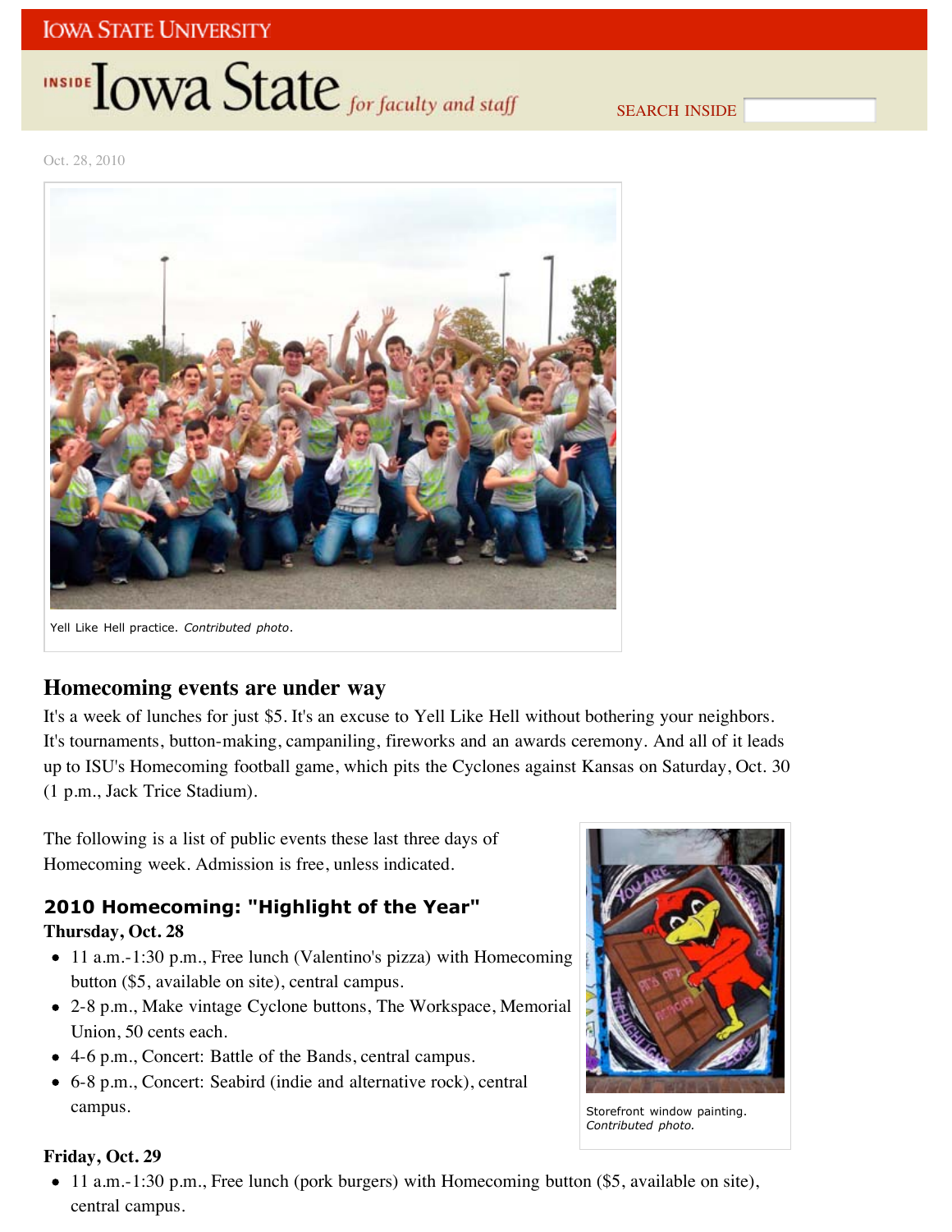Oct. 28, 2010

Yell Like Hell practice. *Contributed photo.*

## Homecoming events are under way

It's a week of lunches for just $5. It's an excuse to Yell Like Hell without bothering your neighbors. It's tournaments, button-making, campaniling, fireworks and an awards ceremony. And all of it leads up to ISU's Homecoming football game, which pits the Cyclones against Kansas on Saturday, Oct. 30 (1 p.m., Jack Trice Stadium).

The following is a list of public events these last three days of Homecoming week. Admission is free, unless indicated.

Storefront window painting. *Contributed photo.*

### 2010 Homecoming: "Highlight of the Year"

**Thursday, Oct. 28**

- 11 a.m.-1:30 p.m., Free lunch (Valentino's pizza) with Homecoming button ($5, available on site), central campus.
- 2-8 p.m., Make vintage Cyclone buttons, The Workspace, Memorial Union, 50 cents each.
- 4-6 p.m., Concert: Battle of the Bands, central campus.
- 6-8 p.m., Concert: Seabird (indie and alternative rock), central campus.

**Friday, Oct. 29**

- 11 a.m.-1:30 p.m., Free lunch (pork burgers) with Homecoming button ($5, available on site), central campus.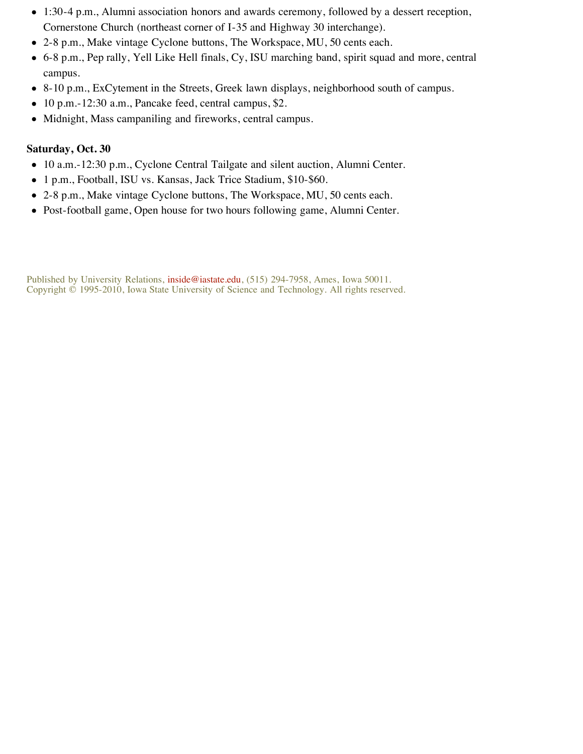- 1:30-4 p.m., Alumni association honors and awards ceremony, followed by a dessert reception, Cornerstone Church (northeast corner of I-35 and Highway 30 interchange).
- 2-8 p.m., Make vintage Cyclone buttons, The Workspace, MU, 50 cents each.
- 6-8 p.m., Pep rally, Yell Like Hell finals, Cy, ISU marching band, spirit squad and more, central campus.
- 8-10 p.m., ExCytement in the Streets, Greek lawn displays, neighborhood south of campus.
- 10 p.m.-12:30 a.m., Pancake feed, central campus, $2.
- Midnight, Mass campaniling and fireworks, central campus.

**Saturday, Oct. 30**

- 10 a.m.-12:30 p.m., Cyclone Central Tailgate and silent auction, Alumni Center.
- 1 p.m., Football, ISU vs. Kansas, Jack Trice Stadium, $10-$60.
- 2-8 p.m., Make vintage Cyclone buttons, The Workspace, MU, 50 cents each.
- Post-football game, Open house for two hours following game, Alumni Center.

Published by University Relations, inside@iastate.edu, (515) 294-7958, Ames, Iowa 50011.
Copyright © 1995-2010, Iowa State University of Science and Technology. All rights reserved.